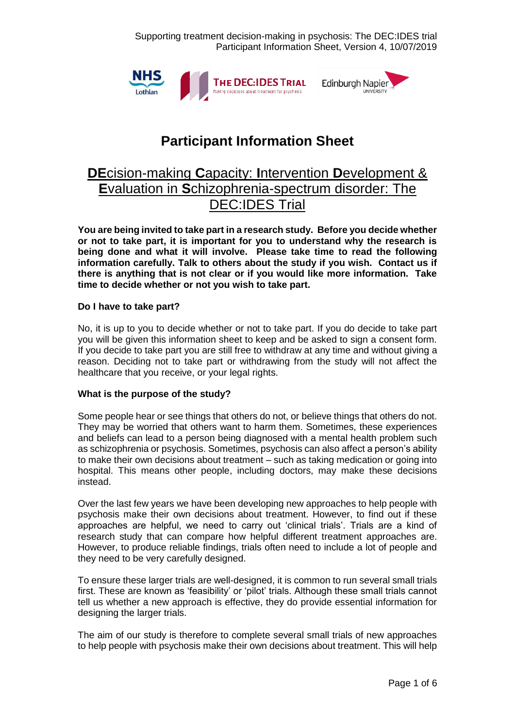# Participant Information Sheet

## DEcision-making Capacity: Intervention Development & Evaluation in Schizophrenia-spectrum disorder: The DEC:IDES Trial

**You are being invited to take part in a research study. Before you decide whether or not to take part, it is important for you to understand why the research is being done and what it will involve. Please take time to read the following information carefully. Talk to others about the study if you wish. Contact us if there is anything that is not clear or if you would like more information. Take time to decide whether or not you wish to take part.**

**Do I have to take part?**

No, it is up to you to decide whether or not to take part. If you do decide to take part you will be given this information sheet to keep and be asked to sign a consent form. If you decide to take part you are still free to withdraw at any time and without giving a reason. Deciding not to take part or withdrawing from the study will not affect the healthcare that you receive, or your legal rights.

**What is the purpose of the study?**

Some people hear or see things that others do not, or believe things that others do not. They may be worried that others want to harm them. Sometimes, these experiences and beliefs can lead to a person being diagnosed with a mental health problem such as schizophrenia or psychosis. Sometimes, psychosis can also affect a person's ability to make their own decisions about treatment – such as taking medication or going into hospital. This means other people, including doctors, may make these decisions instead.

Over the last few years we have been developing new approaches to help people with psychosis make their own decisions about treatment. However, to find out if these approaches are helpful, we need to carry out 'clinical trials'. Trials are a kind of research study that can compare how helpful different treatment approaches are. However, to produce reliable findings, trials often need to include a lot of people and they need to be very carefully designed.

To ensure these larger trials are well-designed, it is common to run several small trials first. These are known as 'feasibility' or 'pilot' trials. Although these small trials cannot tell us whether a new approach is effective, they do provide essential information for designing the larger trials.

The aim of our study is therefore to complete several small trials of new approaches to help people with psychosis make their own decisions about treatment. This will help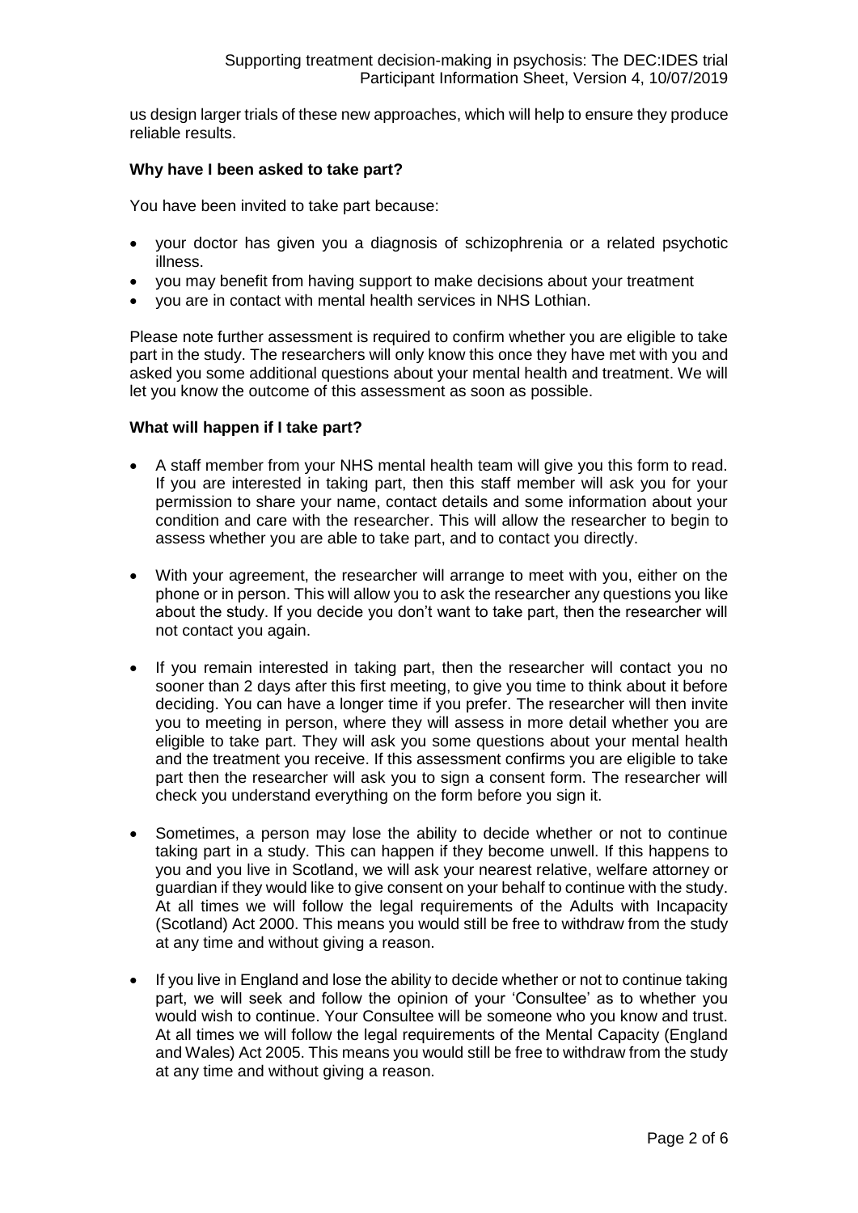us design larger trials of these new approaches, which will help to ensure they produce reliable results.

**Why have I been asked to take part?**

You have been invited to take part because:

- your doctor has given you a diagnosis of schizophrenia or a related psychotic illness.
- you may benefit from having support to make decisions about your treatment
- you are in contact with mental health services in NHS Lothian.

Please note further assessment is required to confirm whether you are eligible to take part in the study. The researchers will only know this once they have met with you and asked you some additional questions about your mental health and treatment. We will let you know the outcome of this assessment as soon as possible.

**What will happen if I take part?**

- A staff member from your NHS mental health team will give you this form to read. If you are interested in taking part, then this staff member will ask you for your permission to share your name, contact details and some information about your condition and care with the researcher. This will allow the researcher to begin to assess whether you are able to take part, and to contact you directly.

- With your agreement, the researcher will arrange to meet with you, either on the phone or in person. This will allow you to ask the researcher any questions you like about the study. If you decide you don't want to take part, then the researcher will not contact you again.

- If you remain interested in taking part, then the researcher will contact you no sooner than 2 days after this first meeting, to give you time to think about it before deciding. You can have a longer time if you prefer. The researcher will then invite you to meeting in person, where they will assess in more detail whether you are eligible to take part. They will ask you some questions about your mental health and the treatment you receive. If this assessment confirms you are eligible to take part then the researcher will ask you to sign a consent form. The researcher will check you understand everything on the form before you sign it.

- Sometimes, a person may lose the ability to decide whether or not to continue taking part in a study. This can happen if they become unwell. If this happens to you and you live in Scotland, we will ask your nearest relative, welfare attorney or guardian if they would like to give consent on your behalf to continue with the study. At all times we will follow the legal requirements of the Adults with Incapacity (Scotland) Act 2000. This means you would still be free to withdraw from the study at any time and without giving a reason.

- If you live in England and lose the ability to decide whether or not to continue taking part, we will seek and follow the opinion of your 'Consultee' as to whether you would wish to continue. Your Consultee will be someone who you know and trust. At all times we will follow the legal requirements of the Mental Capacity (England and Wales) Act 2005. This means you would still be free to withdraw from the study at any time and without giving a reason.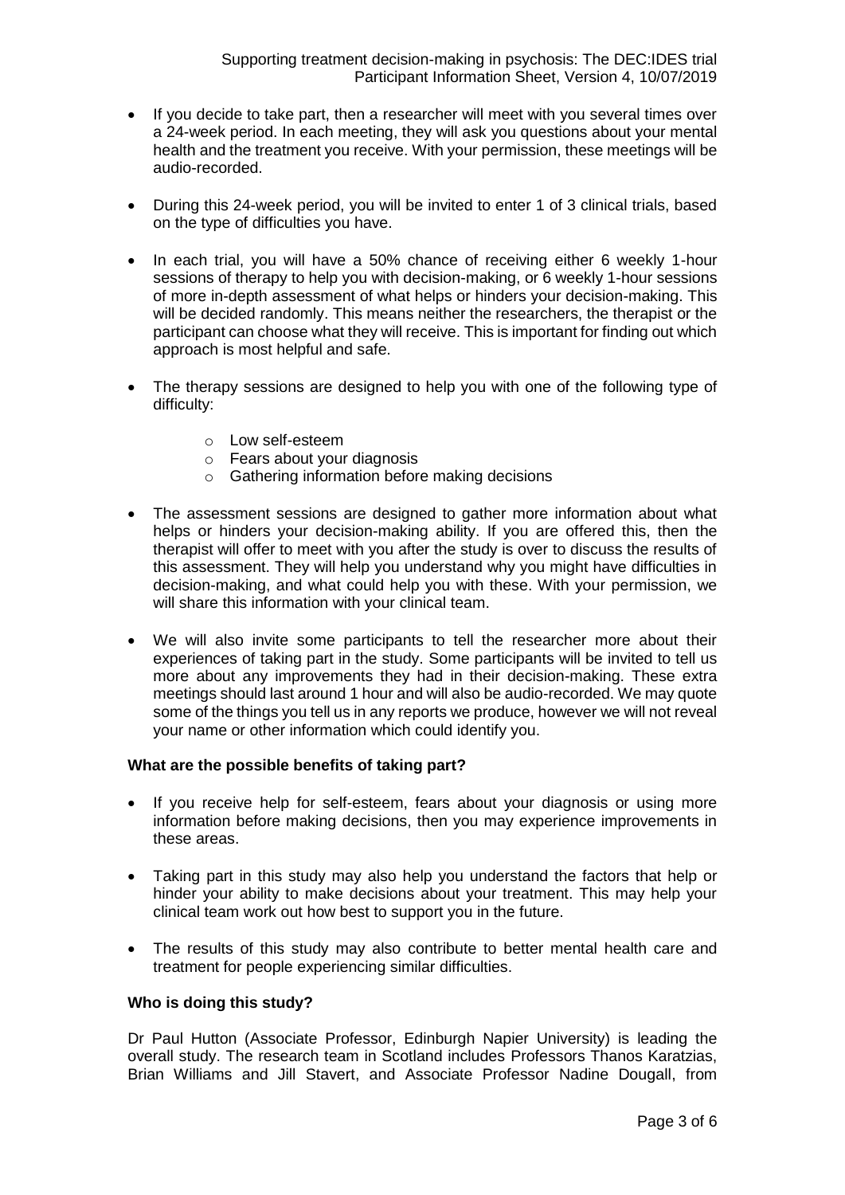- If you decide to take part, then a researcher will meet with you several times over a 24-week period. In each meeting, they will ask you questions about your mental health and the treatment you receive. With your permission, these meetings will be audio-recorded.

- During this 24-week period, you will be invited to enter 1 of 3 clinical trials, based on the type of difficulties you have.

- In each trial, you will have a 50% chance of receiving either 6 weekly 1-hour sessions of therapy to help you with decision-making, or 6 weekly 1-hour sessions of more in-depth assessment of what helps or hinders your decision-making. This will be decided randomly. This means neither the researchers, the therapist or the participant can choose what they will receive. This is important for finding out which approach is most helpful and safe.

- The therapy sessions are designed to help you with one of the following type of difficulty:
    - Low self-esteem
    - Fears about your diagnosis
    - Gathering information before making decisions

- The assessment sessions are designed to gather more information about what helps or hinders your decision-making ability. If you are offered this, then the therapist will offer to meet with you after the study is over to discuss the results of this assessment. They will help you understand why you might have difficulties in decision-making, and what could help you with these. With your permission, we will share this information with your clinical team.

- We will also invite some participants to tell the researcher more about their experiences of taking part in the study. Some participants will be invited to tell us more about any improvements they had in their decision-making. These extra meetings should last around 1 hour and will also be audio-recorded. We may quote some of the things you tell us in any reports we produce, however we will not reveal your name or other information which could identify you.

**What are the possible benefits of taking part?**

- If you receive help for self-esteem, fears about your diagnosis or using more information before making decisions, then you may experience improvements in these areas.

- Taking part in this study may also help you understand the factors that help or hinder your ability to make decisions about your treatment. This may help your clinical team work out how best to support you in the future.

- The results of this study may also contribute to better mental health care and treatment for people experiencing similar difficulties.

**Who is doing this study?**

Dr Paul Hutton (Associate Professor, Edinburgh Napier University) is leading the overall study. The research team in Scotland includes Professors Thanos Karatzias, Brian Williams and Jill Stavert, and Associate Professor Nadine Dougall, from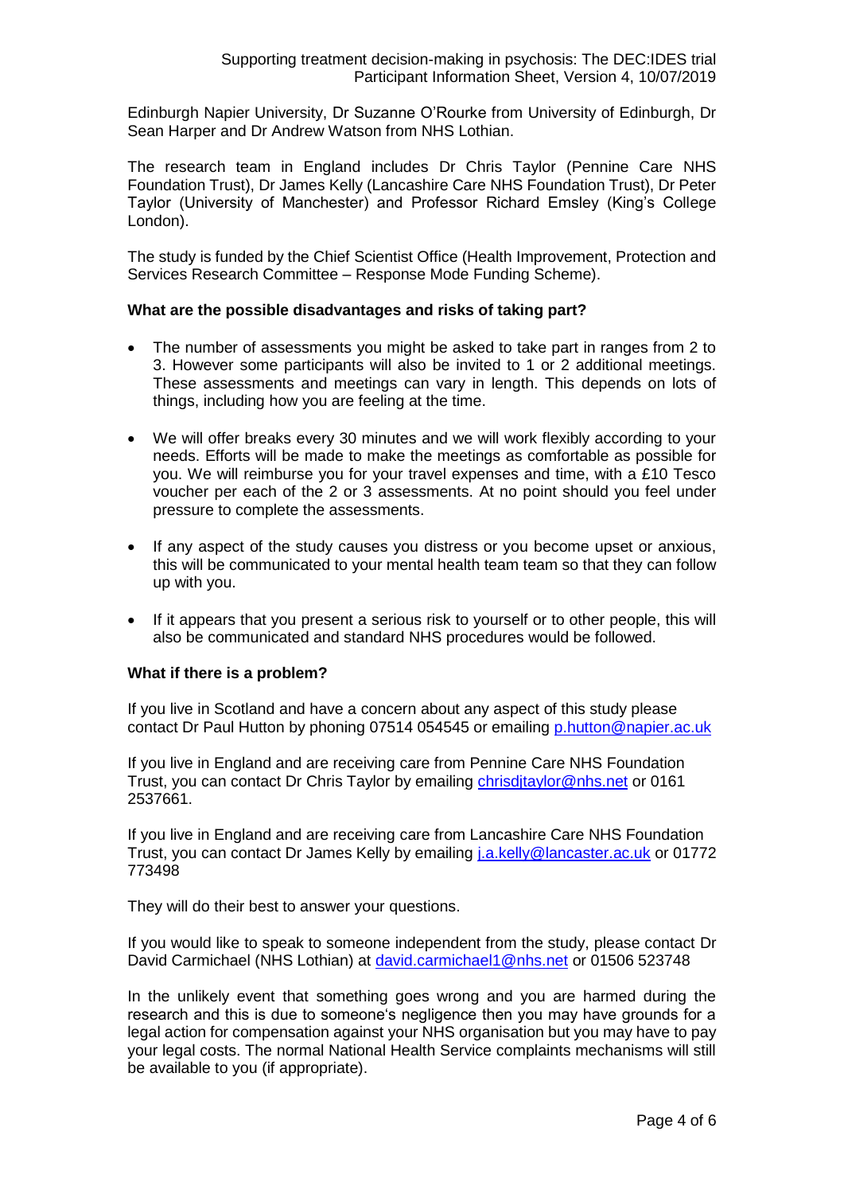Edinburgh Napier University, Dr Suzanne O'Rourke from University of Edinburgh, Dr Sean Harper and Dr Andrew Watson from NHS Lothian.

The research team in England includes Dr Chris Taylor (Pennine Care NHS Foundation Trust), Dr James Kelly (Lancashire Care NHS Foundation Trust), Dr Peter Taylor (University of Manchester) and Professor Richard Emsley (King's College London).

The study is funded by the Chief Scientist Office (Health Improvement, Protection and Services Research Committee – Response Mode Funding Scheme).

**What are the possible disadvantages and risks of taking part?**

- The number of assessments you might be asked to take part in ranges from 2 to 3. However some participants will also be invited to 1 or 2 additional meetings. These assessments and meetings can vary in length. This depends on lots of things, including how you are feeling at the time.
- We will offer breaks every 30 minutes and we will work flexibly according to your needs. Efforts will be made to make the meetings as comfortable as possible for you. We will reimburse you for your travel expenses and time, with a £10 Tesco voucher per each of the 2 or 3 assessments. At no point should you feel under pressure to complete the assessments.
- If any aspect of the study causes you distress or you become upset or anxious, this will be communicated to your mental health team team so that they can follow up with you.
- If it appears that you present a serious risk to yourself or to other people, this will also be communicated and standard NHS procedures would be followed.

**What if there is a problem?**

If you live in Scotland and have a concern about any aspect of this study please contact Dr Paul Hutton by phoning 07514 054545 or emailing p.hutton@napier.ac.uk

If you live in England and are receiving care from Pennine Care NHS Foundation Trust, you can contact Dr Chris Taylor by emailing chrisdjtaylor@nhs.net or 0161 2537661.

If you live in England and are receiving care from Lancashire Care NHS Foundation Trust, you can contact Dr James Kelly by emailing j.a.kelly@lancaster.ac.uk or 01772 773498

They will do their best to answer your questions.

If you would like to speak to someone independent from the study, please contact Dr David Carmichael (NHS Lothian) at david.carmichael1@nhs.net or 01506 523748

In the unlikely event that something goes wrong and you are harmed during the research and this is due to someone's negligence then you may have grounds for a legal action for compensation against your NHS organisation but you may have to pay your legal costs. The normal National Health Service complaints mechanisms will still be available to you (if appropriate).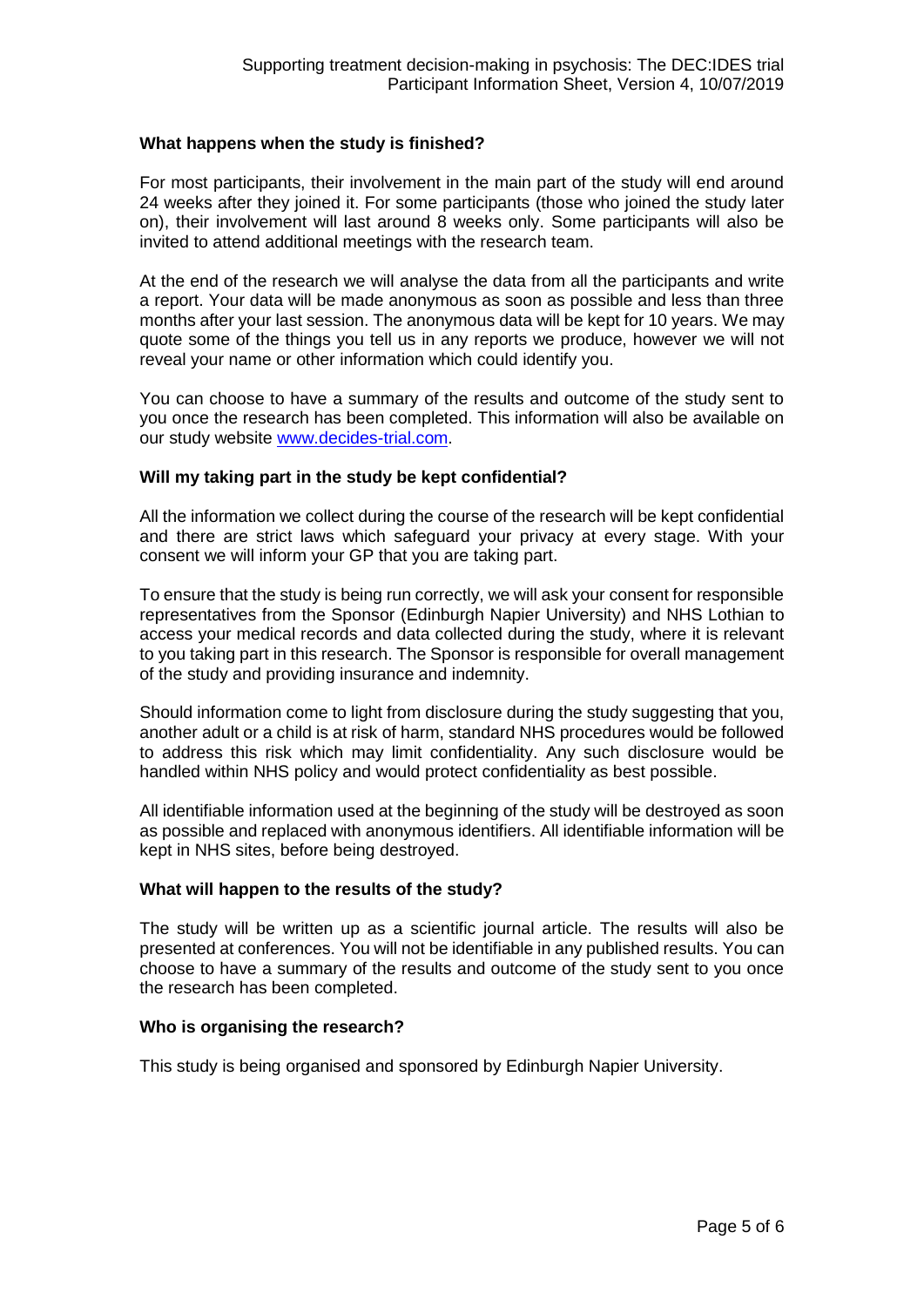### What happens when the study is finished?

For most participants, their involvement in the main part of the study will end around 24 weeks after they joined it. For some participants (those who joined the study later on), their involvement will last around 8 weeks only. Some participants will also be invited to attend additional meetings with the research team.

At the end of the research we will analyse the data from all the participants and write a report. Your data will be made anonymous as soon as possible and less than three months after your last session. The anonymous data will be kept for 10 years. We may quote some of the things you tell us in any reports we produce, however we will not reveal your name or other information which could identify you.

You can choose to have a summary of the results and outcome of the study sent to you once the research has been completed. This information will also be available on our study website [www.decides-trial.com](www.decides-trial.com).

### Will my taking part in the study be kept confidential?

All the information we collect during the course of the research will be kept confidential and there are strict laws which safeguard your privacy at every stage. With your consent we will inform your GP that you are taking part.

To ensure that the study is being run correctly, we will ask your consent for responsible representatives from the Sponsor (Edinburgh Napier University) and NHS Lothian to access your medical records and data collected during the study, where it is relevant to you taking part in this research. The Sponsor is responsible for overall management of the study and providing insurance and indemnity.

Should information come to light from disclosure during the study suggesting that you, another adult or a child is at risk of harm, standard NHS procedures would be followed to address this risk which may limit confidentiality. Any such disclosure would be handled within NHS policy and would protect confidentiality as best possible.

All identifiable information used at the beginning of the study will be destroyed as soon as possible and replaced with anonymous identifiers. All identifiable information will be kept in NHS sites, before being destroyed.

### What will happen to the results of the study?

The study will be written up as a scientific journal article. The results will also be presented at conferences. You will not be identifiable in any published results. You can choose to have a summary of the results and outcome of the study sent to you once the research has been completed.

### Who is organising the research?

This study is being organised and sponsored by Edinburgh Napier University.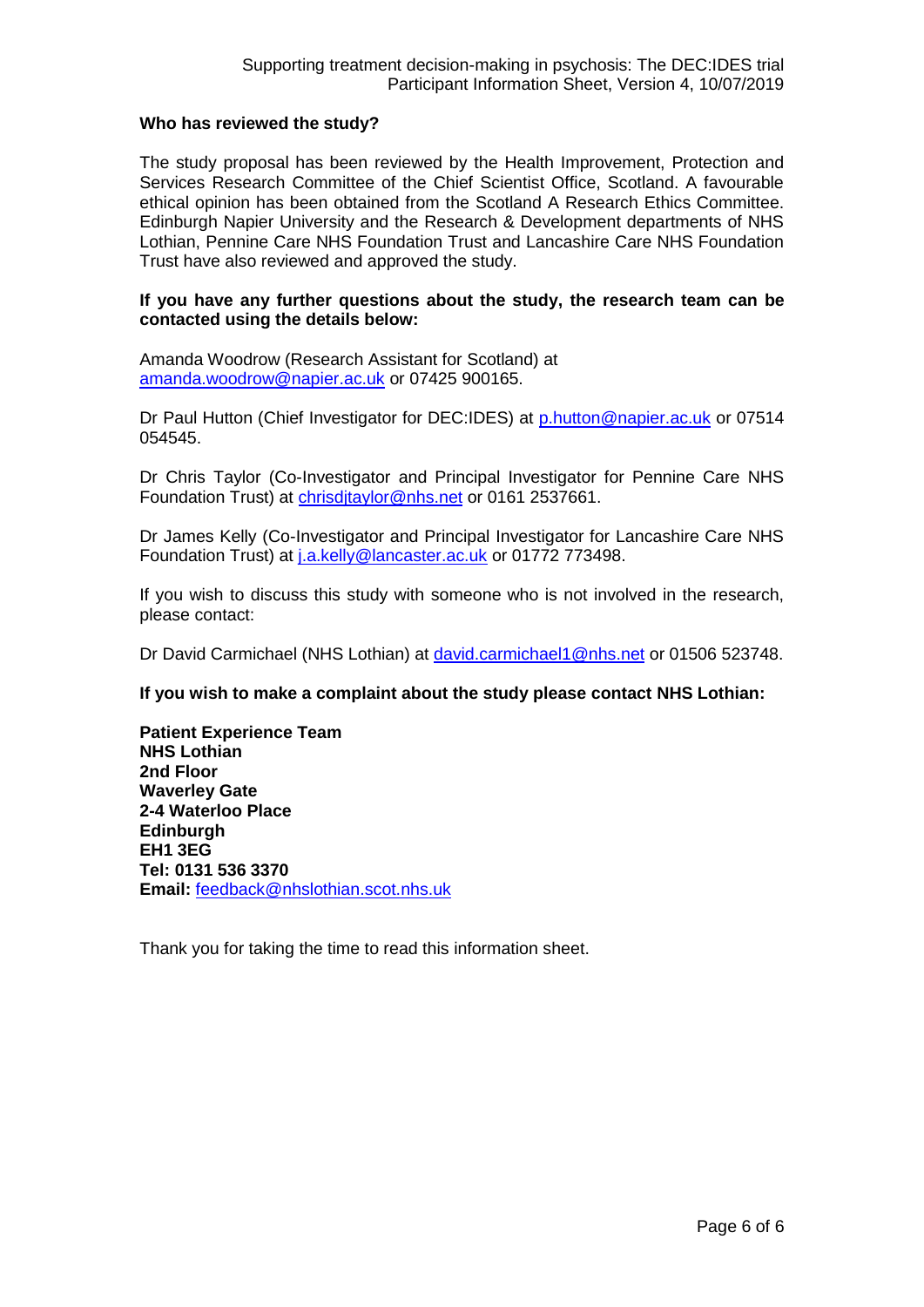**Who has reviewed the study?**

The study proposal has been reviewed by the Health Improvement, Protection and Services Research Committee of the Chief Scientist Office, Scotland. A favourable ethical opinion has been obtained from the Scotland A Research Ethics Committee. Edinburgh Napier University and the Research & Development departments of NHS Lothian, Pennine Care NHS Foundation Trust and Lancashire Care NHS Foundation Trust have also reviewed and approved the study.

**If you have any further questions about the study, the research team can be contacted using the details below:**

Amanda Woodrow (Research Assistant for Scotland) at amanda.woodrow@napier.ac.uk or 07425 900165.

Dr Paul Hutton (Chief Investigator for DEC:IDES) at p.hutton@napier.ac.uk or 07514 054545.

Dr Chris Taylor (Co-Investigator and Principal Investigator for Pennine Care NHS Foundation Trust) at chrisdjtaylor@nhs.net or 0161 2537661.

Dr James Kelly (Co-Investigator and Principal Investigator for Lancashire Care NHS Foundation Trust) at j.a.kelly@lancaster.ac.uk or 01772 773498.

If you wish to discuss this study with someone who is not involved in the research, please contact:

Dr David Carmichael (NHS Lothian) at david.carmichael1@nhs.net or 01506 523748.

**If you wish to make a complaint about the study please contact NHS Lothian:**

**Patient Experience Team**
**NHS Lothian**
**2nd Floor**
**Waverley Gate**
**2-4 Waterloo Place**
**Edinburgh**
**EH1 3EG**
**Tel: 0131 536 3370**
**Email:** feedback@nhslothian.scot.nhs.uk

Thank you for taking the time to read this information sheet.